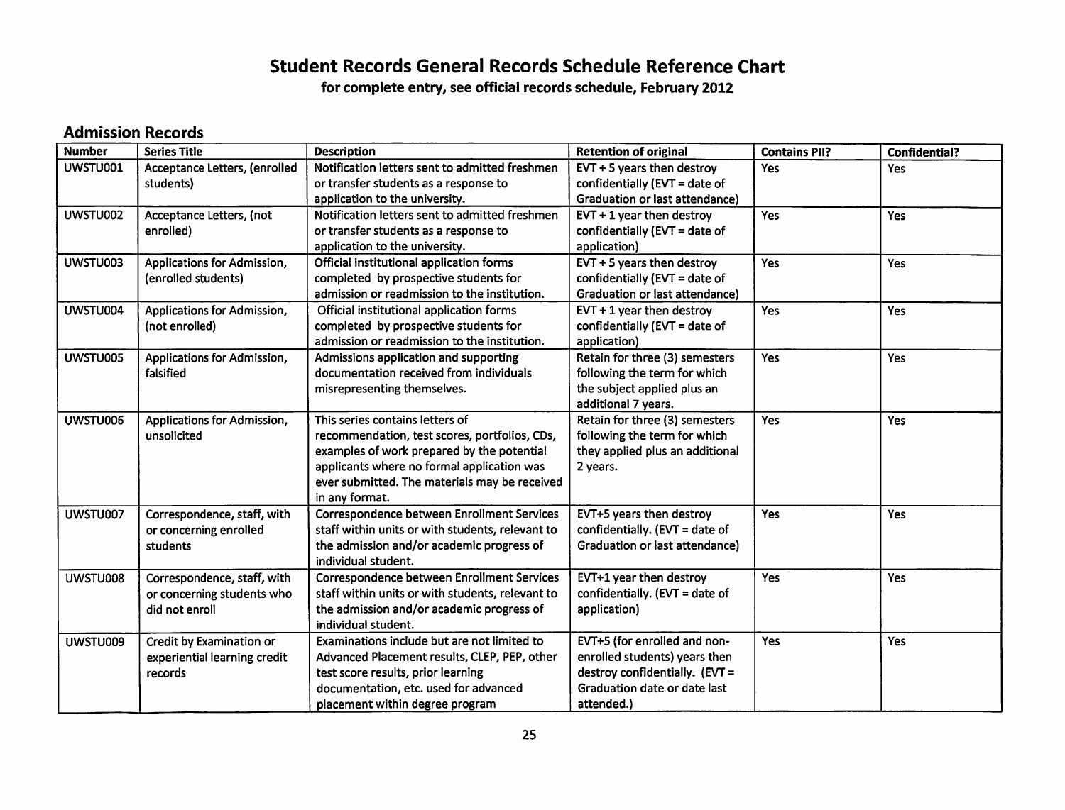# Student Records General Records Schedule Reference Chart

**for complete entry, see official records schedule, February 2012**

## Admission Records

| Number | Series Title | Description | Retention of original | Contains PII? | Confidential? |
|---|---|---|---|---|---|
| UWSTU001 | Acceptance Letters, (enrolled students) | Notification letters sent to admitted freshmen or transfer students as a response to application to the university. | EVT + 5 years then destroy confidentially (EVT = date of Graduation or last attendance) | Yes | Yes |
| UWSTU002 | Acceptance Letters, (not enrolled) | Notification letters sent to admitted freshmen or transfer students as a response to application to the university. | EVT + 1 year then destroy confidentially (EVT = date of application) | Yes | Yes |
| UWSTU003 | Applications for Admission, (enrolled students) | Official institutional application forms completed by prospective students for admission or readmission to the institution. | EVT + 5 years then destroy confidentially (EVT = date of Graduation or last attendance) | Yes | Yes |
| UWSTU004 | Applications for Admission, (not enrolled) | Official institutional application forms completed by prospective students for admission or readmission to the institution. | EVT + 1 year then destroy confidentially (EVT = date of application) | Yes | Yes |
| UWSTU005 | Applications for Admission, falsified | Admissions application and supporting documentation received from individuals misrepresenting themselves. | Retain for three (3) semesters following the term for which the subject applied plus an additional 7 years. | Yes | Yes |
| UWSTU006 | Applications for Admission, unsolicited | This series contains letters of recommendation, test scores, portfolios, CDs, examples of work prepared by the potential applicants where no formal application was ever submitted. The materials may be received in any format. | Retain for three (3) semesters following the term for which they applied plus an additional 2 years. | Yes | Yes |
| UWSTU007 | Correspondence, staff, with or concerning enrolled students | Correspondence between Enrollment Services staff within units or with students, relevant to the admission and/or academic progress of individual student. | EVT+5 years then destroy confidentially. (EVT = date of Graduation or last attendance) | Yes | Yes |
| UWSTU008 | Correspondence, staff, with or concerning students who did not enroll | Correspondence between Enrollment Services staff within units or with students, relevant to the admission and/or academic progress of individual student. | EVT+1 year then destroy confidentially. (EVT = date of application) | Yes | Yes |
| UWSTU009 | Credit by Examination or experiential learning credit records | Examinations include but are not limited to Advanced Placement results, CLEP, PEP, other test score results, prior learning documentation, etc. used for advanced placement within degree program | EVT+5 (for enrolled and non-enrolled students) years then destroy confidentially. (EVT = Graduation date or date last attended.) | Yes | Yes |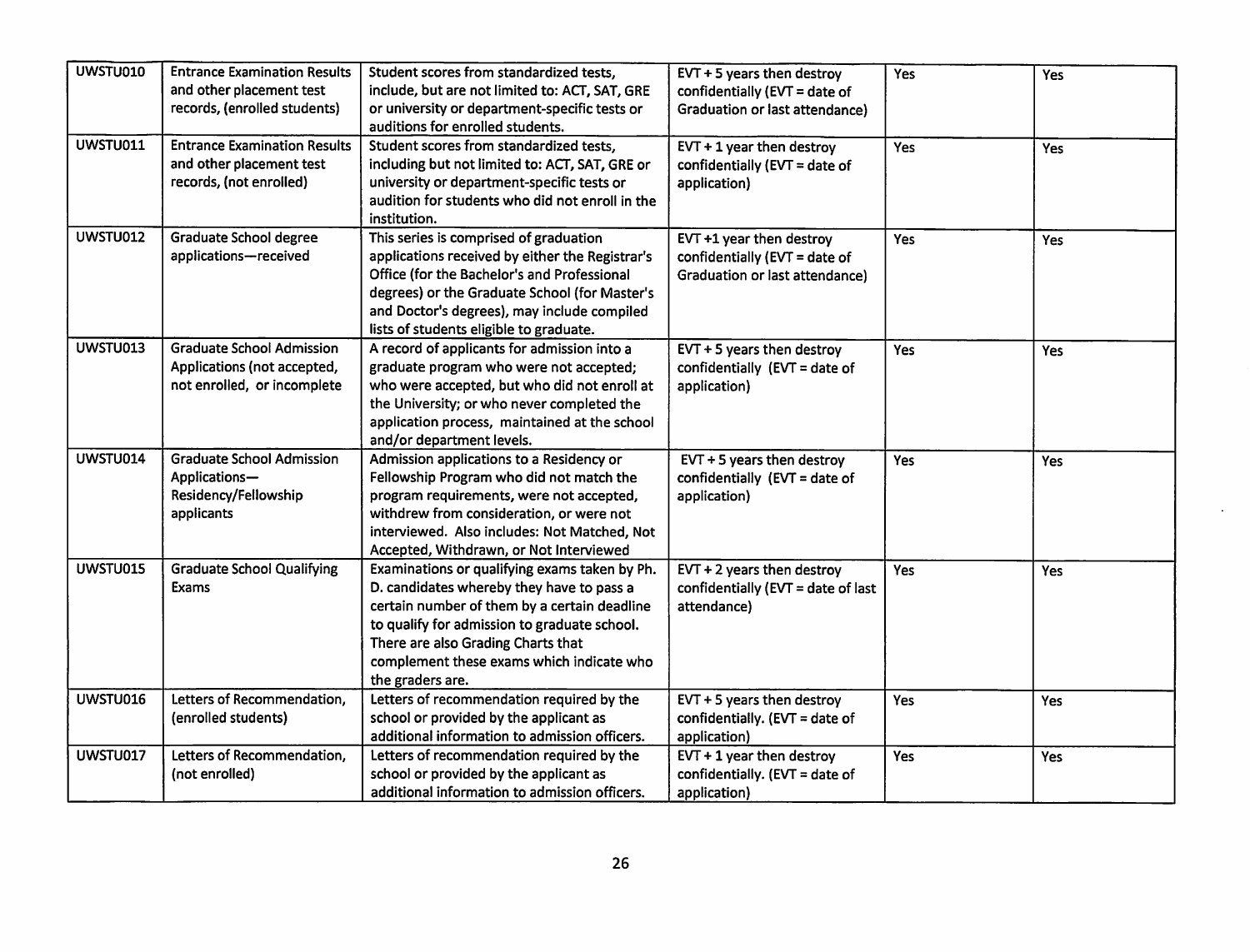| UWSTU010 | Entrance Examination Results and other placement test records, (enrolled students) | Student scores from standardized tests, include, but are not limited to: ACT, SAT, GRE or university or department-specific tests or auditions for enrolled students. | EVT + 5 years then destroy confidentially (EVT = date of Graduation or last attendance) | Yes | Yes |
|---|---|---|---|---|---|
| UWSTU011 | Entrance Examination Results and other placement test records, (not enrolled) | Student scores from standardized tests, including but not limited to: ACT, SAT, GRE or university or department-specific tests or audition for students who did not enroll in the institution. | EVT + 1 year then destroy confidentially (EVT = date of application) | Yes | Yes |
| UWSTU012 | Graduate School degree applications—received | This series is comprised of graduation applications received by either the Registrar's Office (for the Bachelor's and Professional degrees) or the Graduate School (for Master's and Doctor's degrees), may include compiled lists of students eligible to graduate. | EVT +1 year then destroy confidentially (EVT = date of Graduation or last attendance) | Yes | Yes |
| UWSTU013 | Graduate School Admission Applications (not accepted, not enrolled, or incomplete | A record of applicants for admission into a graduate program who were not accepted; who were accepted, but who did not enroll at the University; or who never completed the application process, maintained at the school and/or department levels. | EVT + 5 years then destroy confidentially (EVT = date of application) | Yes | Yes |
| UWSTU014 | Graduate School Admission Applications—Residency/Fellowship applicants | Admission applications to a Residency or Fellowship Program who did not match the program requirements, were not accepted, withdrew from consideration, or were not interviewed. Also includes: Not Matched, Not Accepted, Withdrawn, or Not Interviewed | EVT + 5 years then destroy confidentially (EVT = date of application) | Yes | Yes |
| UWSTU015 | Graduate School Qualifying Exams | Examinations or qualifying exams taken by Ph. D. candidates whereby they have to pass a certain number of them by a certain deadline to qualify for admission to graduate school. There are also Grading Charts that complement these exams which indicate who the graders are. | EVT + 2 years then destroy confidentially (EVT = date of last attendance) | Yes | Yes |
| UWSTU016 | Letters of Recommendation, (enrolled students) | Letters of recommendation required by the school or provided by the applicant as additional information to admission officers. | EVT + 5 years then destroy confidentially. (EVT = date of application) | Yes | Yes |
| UWSTU017 | Letters of Recommendation, (not enrolled) | Letters of recommendation required by the school or provided by the applicant as additional information to admission officers. | EVT + 1 year then destroy confidentially. (EVT = date of application) | Yes | Yes |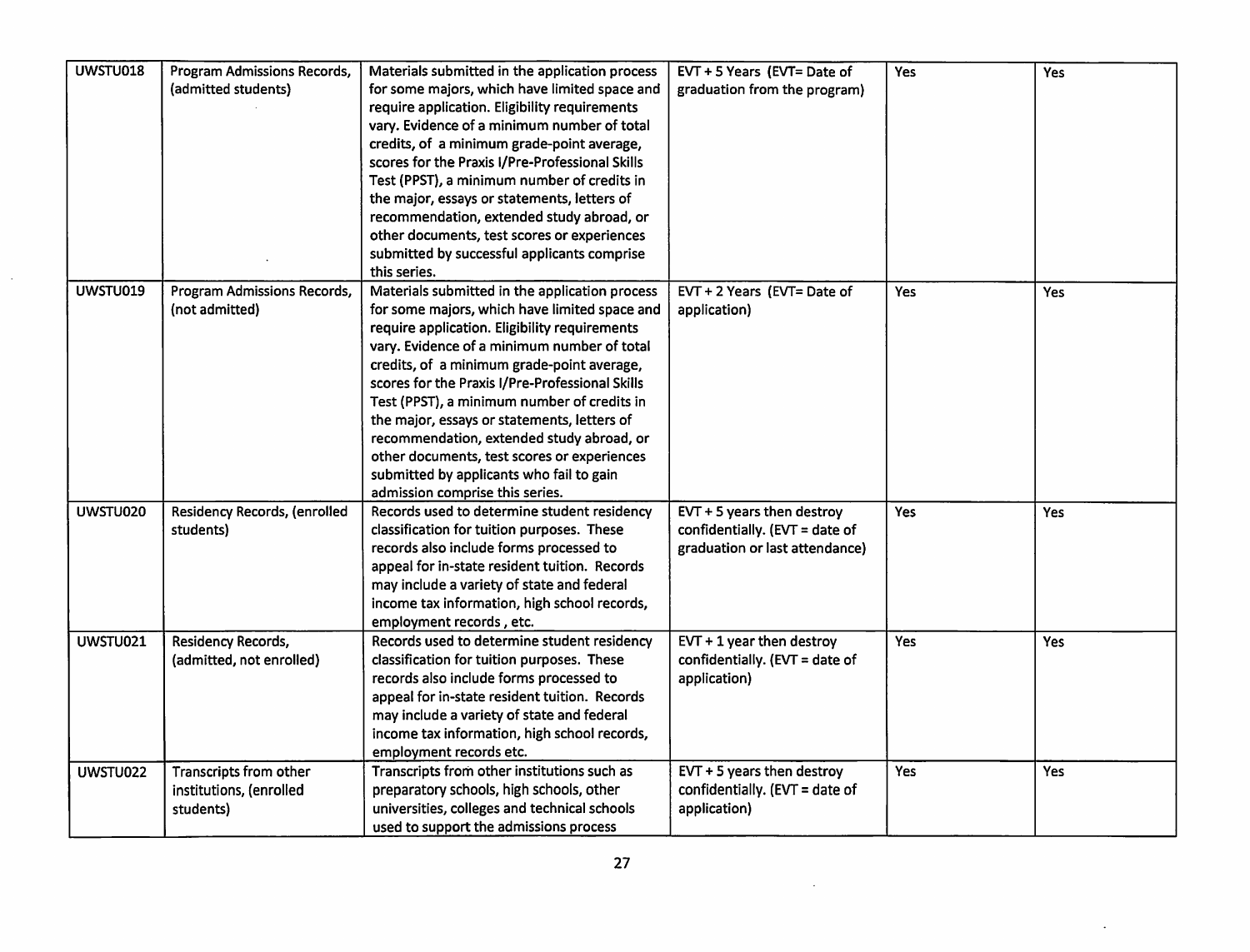| UWSTU018 | Program Admissions Records, (admitted students) | Materials submitted in the application process for some majors, which have limited space and require application. Eligibility requirements vary. Evidence of a minimum number of total credits, of a minimum grade-point average, scores for the Praxis I/Pre-Professional Skills Test (PPST), a minimum number of credits in the major, essays or statements, letters of recommendation, extended study abroad, or other documents, test scores or experiences submitted by successful applicants comprise this series. | EVT + 5 Years (EVT= Date of graduation from the program) | Yes | Yes |
|---|---|---|---|---|---|
| UWSTU019 | Program Admissions Records, (not admitted) | Materials submitted in the application process for some majors, which have limited space and require application. Eligibility requirements vary. Evidence of a minimum number of total credits, of a minimum grade-point average, scores for the Praxis I/Pre-Professional Skills Test (PPST), a minimum number of credits in the major, essays or statements, letters of recommendation, extended study abroad, or other documents, test scores or experiences submitted by applicants who fail to gain admission comprise this series. | EVT + 2 Years (EVT= Date of application) | Yes | Yes |
| UWSTU020 | Residency Records, (enrolled students) | Records used to determine student residency classification for tuition purposes. These records also include forms processed to appeal for in-state resident tuition. Records may include a variety of state and federal income tax information, high school records, employment records , etc. | EVT + 5 years then destroy confidentially. (EVT = date of graduation or last attendance) | Yes | Yes |
| UWSTU021 | Residency Records, (admitted, not enrolled) | Records used to determine student residency classification for tuition purposes. These records also include forms processed to appeal for in-state resident tuition. Records may include a variety of state and federal income tax information, high school records, employment records etc. | EVT + 1 year then destroy confidentially. (EVT = date of application) | Yes | Yes |
| UWSTU022 | Transcripts from other institutions, (enrolled students) | Transcripts from other institutions such as preparatory schools, high schools, other universities, colleges and technical schools used to support the admissions process | EVT + 5 years then destroy confidentially. (EVT = date of application) | Yes | Yes |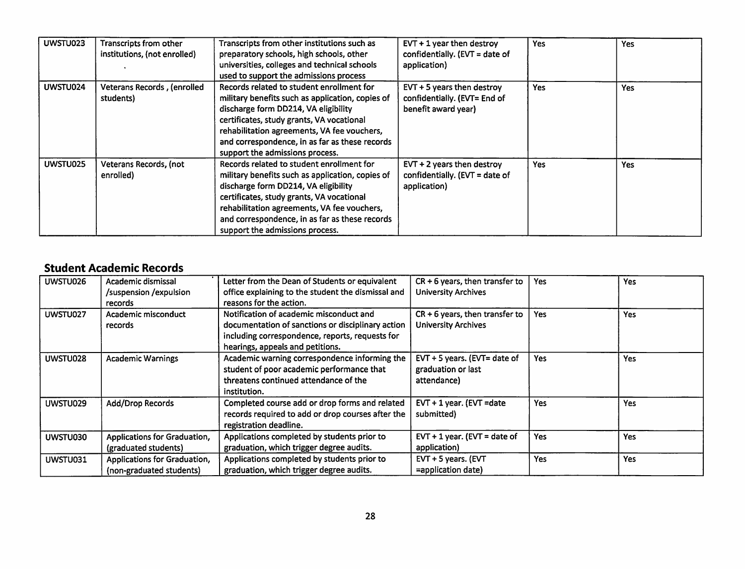| | | | | | |
|---|---|---|---|---|---|
| UWSTU023 | Transcripts from other institutions, (not enrolled) | Transcripts from other institutions such as preparatory schools, high schools, other universities, colleges and technical schools used to support the admissions process | EVT + 1 year then destroy confidentially. (EVT = date of application) | Yes | Yes |
| UWSTU024 | Veterans Records , (enrolled students) | Records related to student enrollment for military benefits such as application, copies of discharge form DD214, VA eligibility certificates, study grants, VA vocational rehabilitation agreements, VA fee vouchers, and correspondence, in as far as these records support the admissions process. | EVT + 5 years then destroy confidentially. (EVT= End of benefit award year) | Yes | Yes |
| UWSTU025 | Veterans Records, (not enrolled) | Records related to student enrollment for military benefits such as application, copies of discharge form DD214, VA eligibility certificates, study grants, VA vocational rehabilitation agreements, VA fee vouchers, and correspondence, in as far as these records support the admissions process. | EVT + 2 years then destroy confidentially. (EVT = date of application) | Yes | Yes |

## Student Academic Records

| | | | | | |
|---|---|---|---|---|---|
| UWSTU026 | Academic dismissal /suspension /expulsion records | Letter from the Dean of Students or equivalent office explaining to the student the dismissal and reasons for the action. | CR + 6 years, then transfer to University Archives | Yes | Yes |
| UWSTU027 | Academic misconduct records | Notification of academic misconduct and documentation of sanctions or disciplinary action including correspondence, reports, requests for hearings, appeals and petitions. | CR + 6 years, then transfer to University Archives | Yes | Yes |
| UWSTU028 | Academic Warnings | Academic warning correspondence informing the student of poor academic performance that threatens continued attendance of the institution. | EVT + 5 years. (EVT= date of graduation or last attendance) | Yes | Yes |
| UWSTU029 | Add/Drop Records | Completed course add or drop forms and related records required to add or drop courses after the registration deadline. | EVT + 1 year. (EVT =date submitted) | Yes | Yes |
| UWSTU030 | Applications for Graduation, (graduated students) | Applications completed by students prior to graduation, which trigger degree audits. | EVT + 1 year. (EVT = date of application) | Yes | Yes |
| UWSTU031 | Applications for Graduation, (non-graduated students) | Applications completed by students prior to graduation, which trigger degree audits. | EVT + 5 years. (EVT =application date) | Yes | Yes |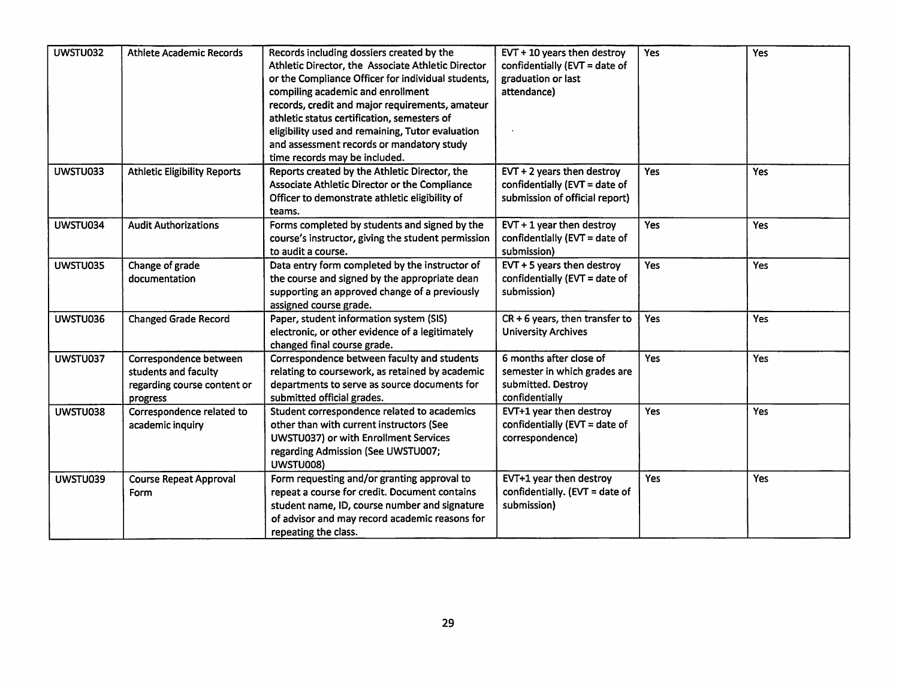| UWSTU032 | Athlete Academic Records | Records including dossiers created by the Athletic Director, the Associate Athletic Director or the Compliance Officer for individual students, compiling academic and enrollment records, credit and major requirements, amateur athletic status certification, semesters of eligibility used and remaining, Tutor evaluation and assessment records or mandatory study time records may be included. | EVT + 10 years then destroy confidentially (EVT = date of graduation or last attendance) | Yes | Yes |
|---|---|---|---|---|---|
| UWSTU033 | Athletic Eligibility Reports | Reports created by the Athletic Director, the Associate Athletic Director or the Compliance Officer to demonstrate athletic eligibility of teams. | EVT + 2 years then destroy confidentially (EVT = date of submission of official report) | Yes | Yes |
| UWSTU034 | Audit Authorizations | Forms completed by students and signed by the course's instructor, giving the student permission to audit a course. | EVT + 1 year then destroy confidentially (EVT = date of submission) | Yes | Yes |
| UWSTU035 | Change of grade documentation | Data entry form completed by the instructor of the course and signed by the appropriate dean supporting an approved change of a previously assigned course grade. | EVT + 5 years then destroy confidentially (EVT = date of submission) | Yes | Yes |
| UWSTU036 | Changed Grade Record | Paper, student information system (SIS) electronic, or other evidence of a legitimately changed final course grade. | CR + 6 years, then transfer to University Archives | Yes | Yes |
| UWSTU037 | Correspondence between students and faculty regarding course content or progress | Correspondence between faculty and students relating to coursework, as retained by academic departments to serve as source documents for submitted official grades. | 6 months after close of semester in which grades are submitted. Destroy confidentially | Yes | Yes |
| UWSTU038 | Correspondence related to academic inquiry | Student correspondence related to academics other than with current instructors (See UWSTU037) or with Enrollment Services regarding Admission (See UWSTU007; UWSTU008) | EVT+1 year then destroy confidentially (EVT = date of correspondence) | Yes | Yes |
| UWSTU039 | Course Repeat Approval Form | Form requesting and/or granting approval to repeat a course for credit. Document contains student name, ID, course number and signature of advisor and may record academic reasons for repeating the class. | EVT+1 year then destroy confidentially. (EVT = date of submission) | Yes | Yes |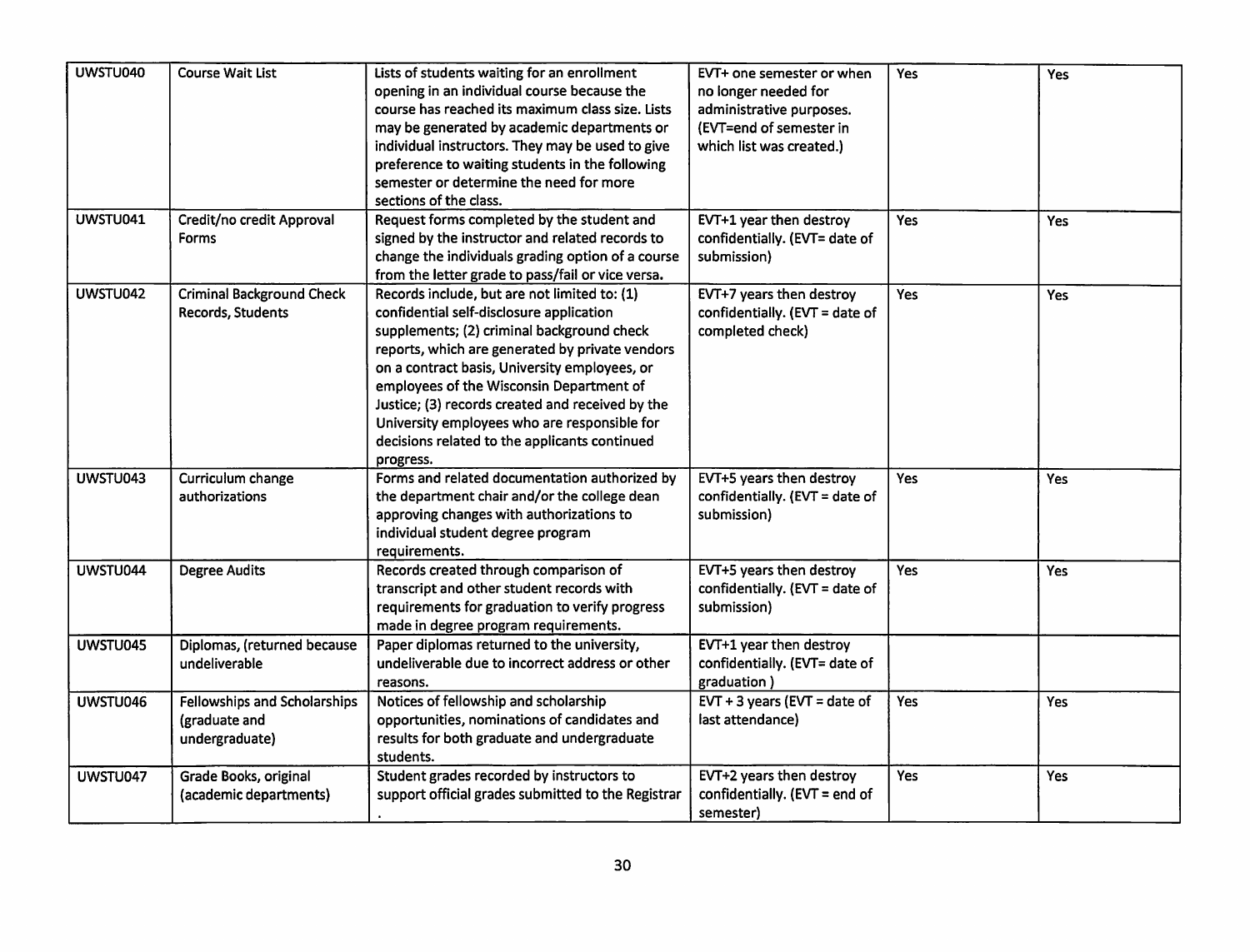| | | | | | |
|---|---|---|---|---|---|
| UWSTU040 | Course Wait List | Lists of students waiting for an enrollment opening in an individual course because the course has reached its maximum class size. Lists may be generated by academic departments or individual instructors. They may be used to give preference to waiting students in the following semester or determine the need for more sections of the class. | EVT+ one semester or when no longer needed for administrative purposes. (EVT=end of semester in which list was created.) | Yes | Yes |
| UWSTU041 | Credit/no credit Approval Forms | Request forms completed by the student and signed by the instructor and related records to change the individuals grading option of a course from the letter grade to pass/fail or vice versa. | EVT+1 year then destroy confidentially. (EVT= date of submission) | Yes | Yes |
| UWSTU042 | Criminal Background Check Records, Students | Records include, but are not limited to: (1) confidential self-disclosure application supplements; (2) criminal background check reports, which are generated by private vendors on a contract basis, University employees, or employees of the Wisconsin Department of Justice; (3) records created and received by the University employees who are responsible for decisions related to the applicants continued progress. | EVT+7 years then destroy confidentially. (EVT = date of completed check) | Yes | Yes |
| UWSTU043 | Curriculum change authorizations | Forms and related documentation authorized by the department chair and/or the college dean approving changes with authorizations to individual student degree program requirements. | EVT+5 years then destroy confidentially. (EVT = date of submission) | Yes | Yes |
| UWSTU044 | Degree Audits | Records created through comparison of transcript and other student records with requirements for graduation to verify progress made in degree program requirements. | EVT+5 years then destroy confidentially. (EVT = date of submission) | Yes | Yes |
| UWSTU045 | Diplomas, (returned because undeliverable | Paper diplomas returned to the university, undeliverable due to incorrect address or other reasons. | EVT+1 year then destroy confidentially. (EVT= date of graduation ) | | |
| UWSTU046 | Fellowships and Scholarships (graduate and undergraduate) | Notices of fellowship and scholarship opportunities, nominations of candidates and results for both graduate and undergraduate students. | EVT + 3 years (EVT = date of last attendance) | Yes | Yes |
| UWSTU047 | Grade Books, original (academic departments) | Student grades recorded by instructors to support official grades submitted to the Registrar . | EVT+2 years then destroy confidentially. (EVT = end of semester) | Yes | Yes |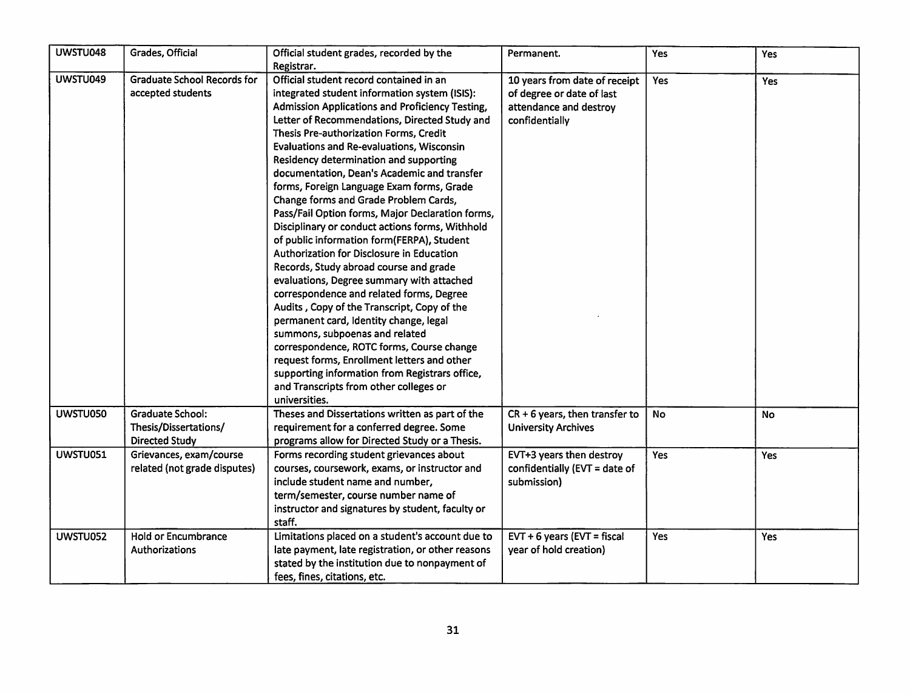| UWSTU048 | Grades, Official | Official student grades, recorded by the Registrar. | Permanent. | Yes | Yes |
|---|---|---|---|---|---|
| UWSTU049 | Graduate School Records for accepted students | Official student record contained in an integrated student information system (ISIS): Admission Applications and Proficiency Testing, Letter of Recommendations, Directed Study and Thesis Pre-authorization Forms, Credit Evaluations and Re-evaluations, Wisconsin Residency determination and supporting documentation, Dean's Academic and transfer forms, Foreign Language Exam forms, Grade Change forms and Grade Problem Cards, Pass/Fail Option forms, Major Declaration forms, Disciplinary or conduct actions forms, Withhold of public information form(FERPA), Student Authorization for Disclosure in Education Records, Study abroad course and grade evaluations, Degree summary with attached correspondence and related forms, Degree Audits , Copy of the Transcript, Copy of the permanent card, Identity change, legal summons, subpoenas and related correspondence, ROTC forms, Course change request forms, Enrollment letters and other supporting information from Registrars office, and Transcripts from other colleges or universities. | 10 years from date of receipt of degree or date of last attendance and destroy confidentially | Yes | Yes |
| UWSTU050 | Graduate School: Thesis/Dissertations/ Directed Study | Theses and Dissertations written as part of the requirement for a conferred degree. Some programs allow for Directed Study or a Thesis. | CR + 6 years, then transfer to University Archives | No | No |
| UWSTU051 | Grievances, exam/course related (not grade disputes) | Forms recording student grievances about courses, coursework, exams, or instructor and include student name and number, term/semester, course number name of instructor and signatures by student, faculty or staff. | EVT+3 years then destroy confidentially (EVT = date of submission) | Yes | Yes |
| UWSTU052 | Hold or Encumbrance Authorizations | Limitations placed on a student's account due to late payment, late registration, or other reasons stated by the institution due to nonpayment of fees, fines, citations, etc. | EVT + 6 years (EVT = fiscal year of hold creation) | Yes | Yes |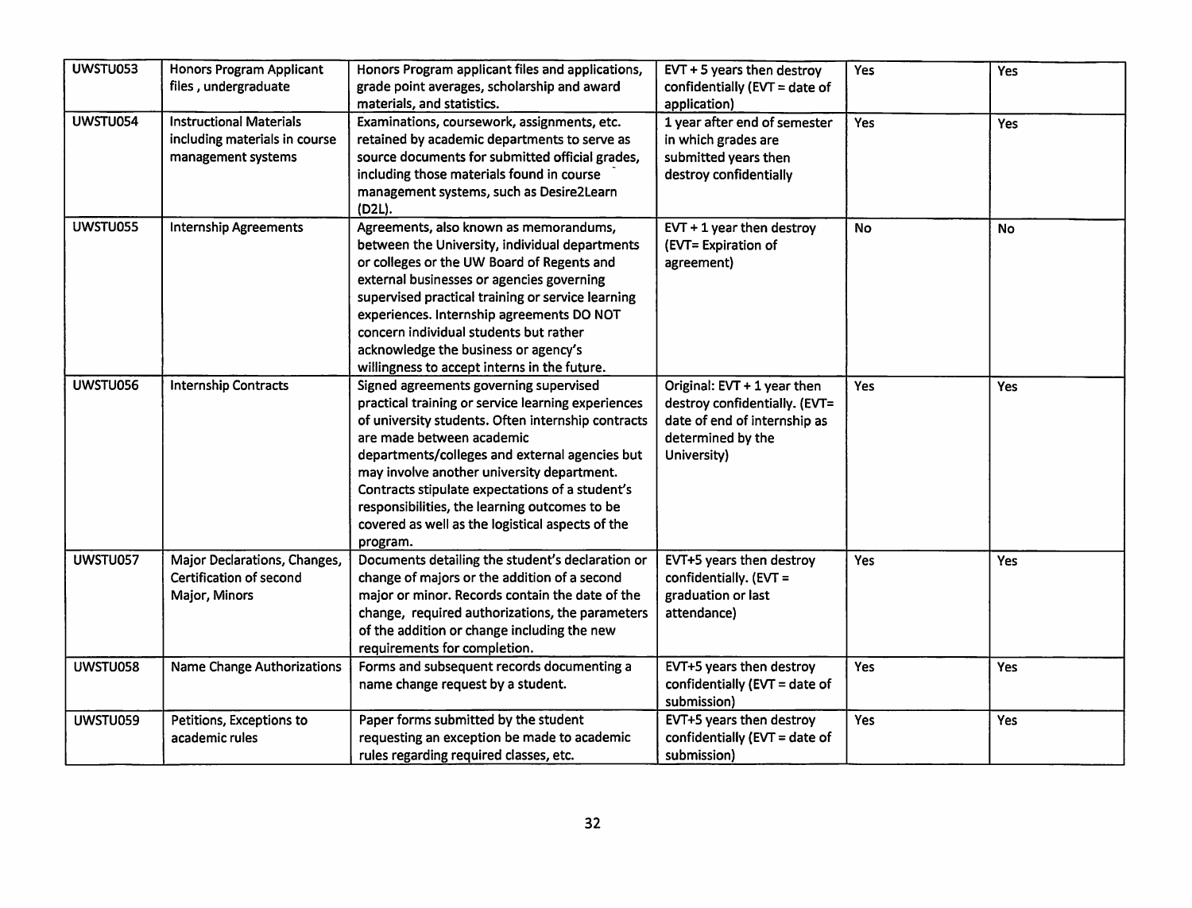| UWSTU053 | Honors Program Applicant files , undergraduate | Honors Program applicant files and applications, grade point averages, scholarship and award materials, and statistics. | EVT + 5 years then destroy confidentially (EVT = date of application) | Yes | Yes |
|---|---|---|---|---|---|
| UWSTU054 | Instructional Materials including materials in course management systems | Examinations, coursework, assignments, etc. retained by academic departments to serve as source documents for submitted official grades, including those materials found in course management systems, such as Desire2Learn (D2L). | 1 year after end of semester in which grades are submitted years then destroy confidentially | Yes | Yes |
| UWSTU055 | Internship Agreements | Agreements, also known as memorandums, between the University, individual departments or colleges or the UW Board of Regents and external businesses or agencies governing supervised practical training or service learning experiences. Internship agreements DO NOT concern individual students but rather acknowledge the business or agency's willingness to accept interns in the future. | EVT + 1 year then destroy (EVT= Expiration of agreement) | No | No |
| UWSTU056 | Internship Contracts | Signed agreements governing supervised practical training or service learning experiences of university students. Often internship contracts are made between academic departments/colleges and external agencies but may involve another university department. Contracts stipulate expectations of a student's responsibilities, the learning outcomes to be covered as well as the logistical aspects of the program. | Original: EVT + 1 year then destroy confidentially. (EVT= date of end of internship as determined by the University) | Yes | Yes |
| UWSTU057 | Major Declarations, Changes, Certification of second Major, Minors | Documents detailing the student's declaration or change of majors or the addition of a second major or minor. Records contain the date of the change, required authorizations, the parameters of the addition or change including the new requirements for completion. | EVT+5 years then destroy confidentially. (EVT = graduation or last attendance) | Yes | Yes |
| UWSTU058 | Name Change Authorizations | Forms and subsequent records documenting a name change request by a student. | EVT+5 years then destroy confidentially (EVT = date of submission) | Yes | Yes |
| UWSTU059 | Petitions, Exceptions to academic rules | Paper forms submitted by the student requesting an exception be made to academic rules regarding required classes, etc. | EVT+5 years then destroy confidentially (EVT = date of submission) | Yes | Yes |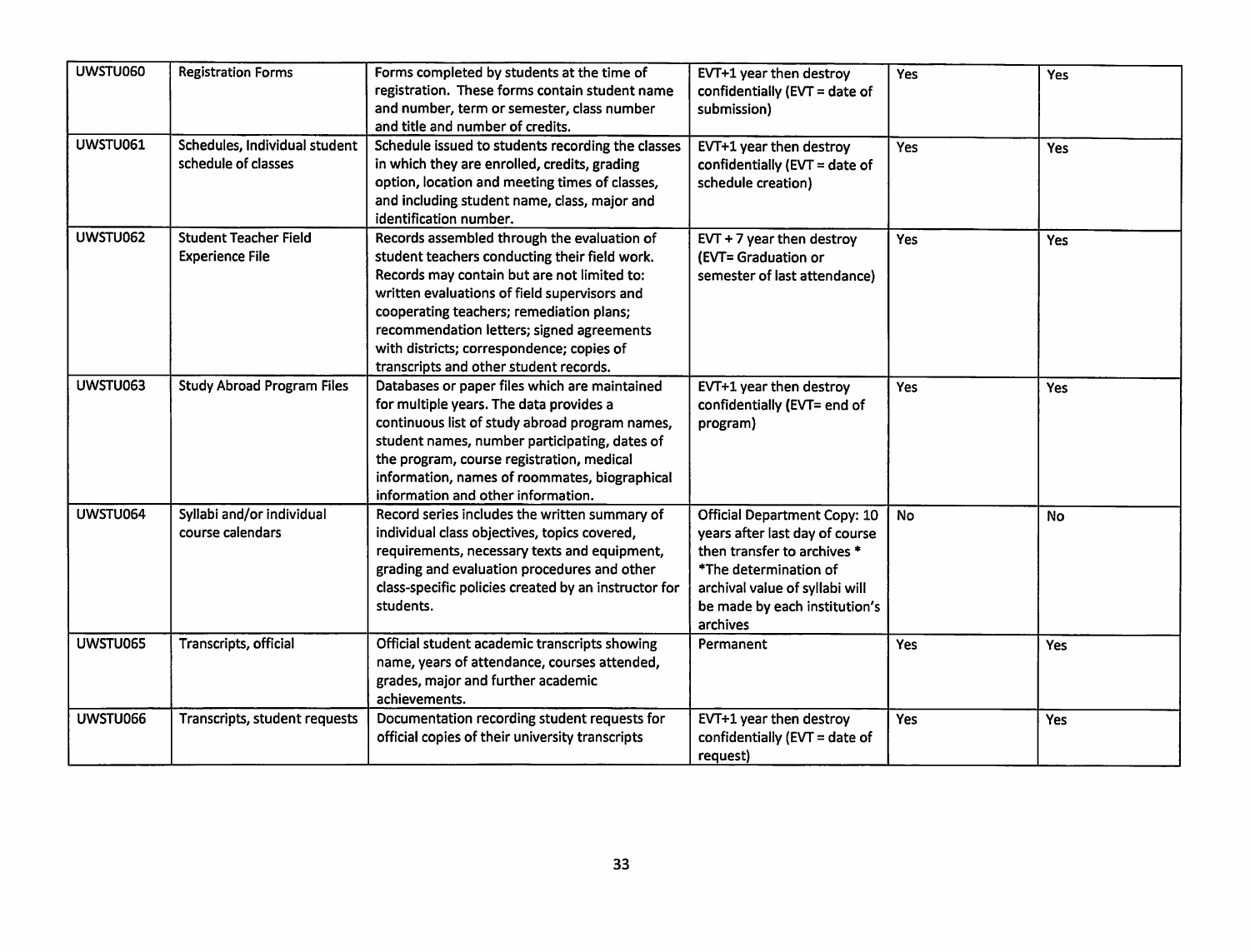| | | | | | |
|---|---|---|---|---|---|
| UWSTU060 | Registration Forms | Forms completed by students at the time of registration. These forms contain student name and number, term or semester, class number and title and number of credits. | EVT+1 year then destroy confidentially (EVT = date of submission) | Yes | Yes |
| UWSTU061 | Schedules, Individual student schedule of classes | Schedule issued to students recording the classes in which they are enrolled, credits, grading option, location and meeting times of classes, and including student name, class, major and identification number. | EVT+1 year then destroy confidentially (EVT = date of schedule creation) | Yes | Yes |
| UWSTU062 | Student Teacher Field Experience File | Records assembled through the evaluation of student teachers conducting their field work. Records may contain but are not limited to: written evaluations of field supervisors and cooperating teachers; remediation plans; recommendation letters; signed agreements with districts; correspondence; copies of transcripts and other student records. | EVT + 7 year then destroy (EVT= Graduation or semester of last attendance) | Yes | Yes |
| UWSTU063 | Study Abroad Program Files | Databases or paper files which are maintained for multiple years. The data provides a continuous list of study abroad program names, student names, number participating, dates of the program, course registration, medical information, names of roommates, biographical information and other information. | EVT+1 year then destroy confidentially (EVT= end of program) | Yes | Yes |
| UWSTU064 | Syllabi and/or individual course calendars | Record series includes the written summary of individual class objectives, topics covered, requirements, necessary texts and equipment, grading and evaluation procedures and other class-specific policies created by an instructor for students. | Official Department Copy: 10 years after last day of course then transfer to archives * *The determination of archival value of syllabi will be made by each institution's archives | No | No |
| UWSTU065 | Transcripts, official | Official student academic transcripts showing name, years of attendance, courses attended, grades, major and further academic achievements. | Permanent | Yes | Yes |
| UWSTU066 | Transcripts, student requests | Documentation recording student requests for official copies of their university transcripts | EVT+1 year then destroy confidentially (EVT = date of request) | Yes | Yes |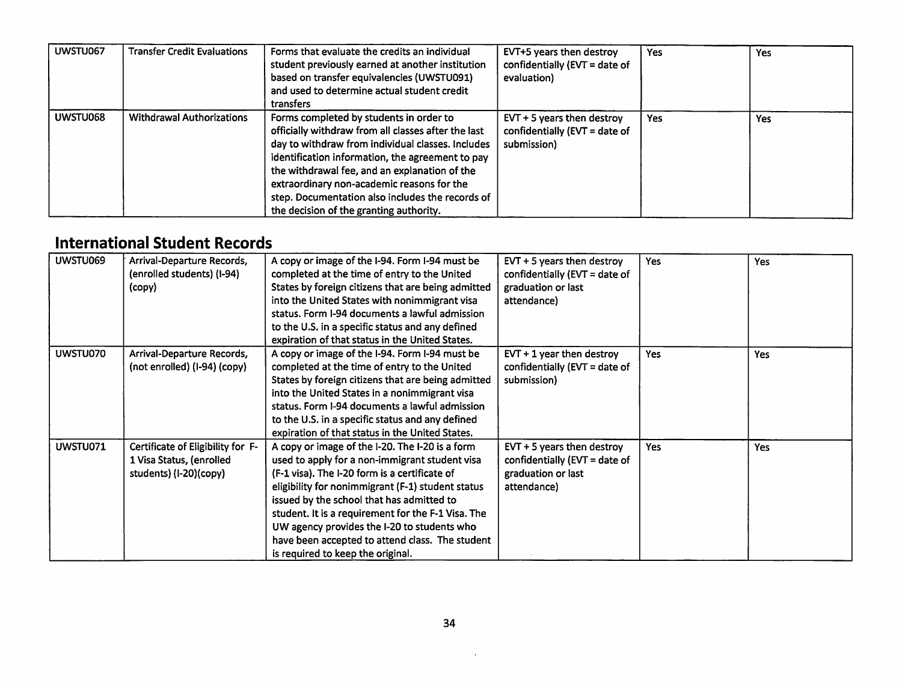| | | | | | |
|---|---|---|---|---|---|
| UWSTU067 | Transfer Credit Evaluations | Forms that evaluate the credits an individual student previously earned at another institution based on transfer equivalencies (UWSTU091) and used to determine actual student credit transfers | EVT+5 years then destroy confidentially (EVT = date of evaluation) | Yes | Yes |
| UWSTU068 | Withdrawal Authorizations | Forms completed by students in order to officially withdraw from all classes after the last day to withdraw from individual classes. Includes identification information, the agreement to pay the withdrawal fee, and an explanation of the extraordinary non-academic reasons for the step. Documentation also includes the records of the decision of the granting authority. | EVT + 5 years then destroy confidentially (EVT = date of submission) | Yes | Yes |

## International Student Records

| | | | | | |
|---|---|---|---|---|---|
| UWSTU069 | Arrival-Departure Records, (enrolled students) (I-94) (copy) | A copy or image of the I-94. Form I-94 must be completed at the time of entry to the United States by foreign citizens that are being admitted into the United States with nonimmigrant visa status. Form I-94 documents a lawful admission to the U.S. in a specific status and any defined expiration of that status in the United States. | EVT + 5 years then destroy confidentially (EVT = date of graduation or last attendance) | Yes | Yes |
| UWSTU070 | Arrival-Departure Records, (not enrolled) (I-94) (copy) | A copy or image of the I-94. Form I-94 must be completed at the time of entry to the United States by foreign citizens that are being admitted into the United States in a nonimmigrant visa status. Form I-94 documents a lawful admission to the U.S. in a specific status and any defined expiration of that status in the United States. | EVT + 1 year then destroy confidentially (EVT = date of submission) | Yes | Yes |
| UWSTU071 | Certificate of Eligibility for F-1 Visa Status, (enrolled students) (I-20)(copy) | A copy or image of the I-20. The I-20 is a form used to apply for a non-immigrant student visa (F-1 visa). The I-20 form is a certificate of eligibility for nonimmigrant (F-1) student status issued by the school that has admitted to student. It is a requirement for the F-1 Visa. The UW agency provides the I-20 to students who have been accepted to attend class. The student is required to keep the original. | EVT + 5 years then destroy confidentially (EVT = date of graduation or last attendance) | Yes | Yes |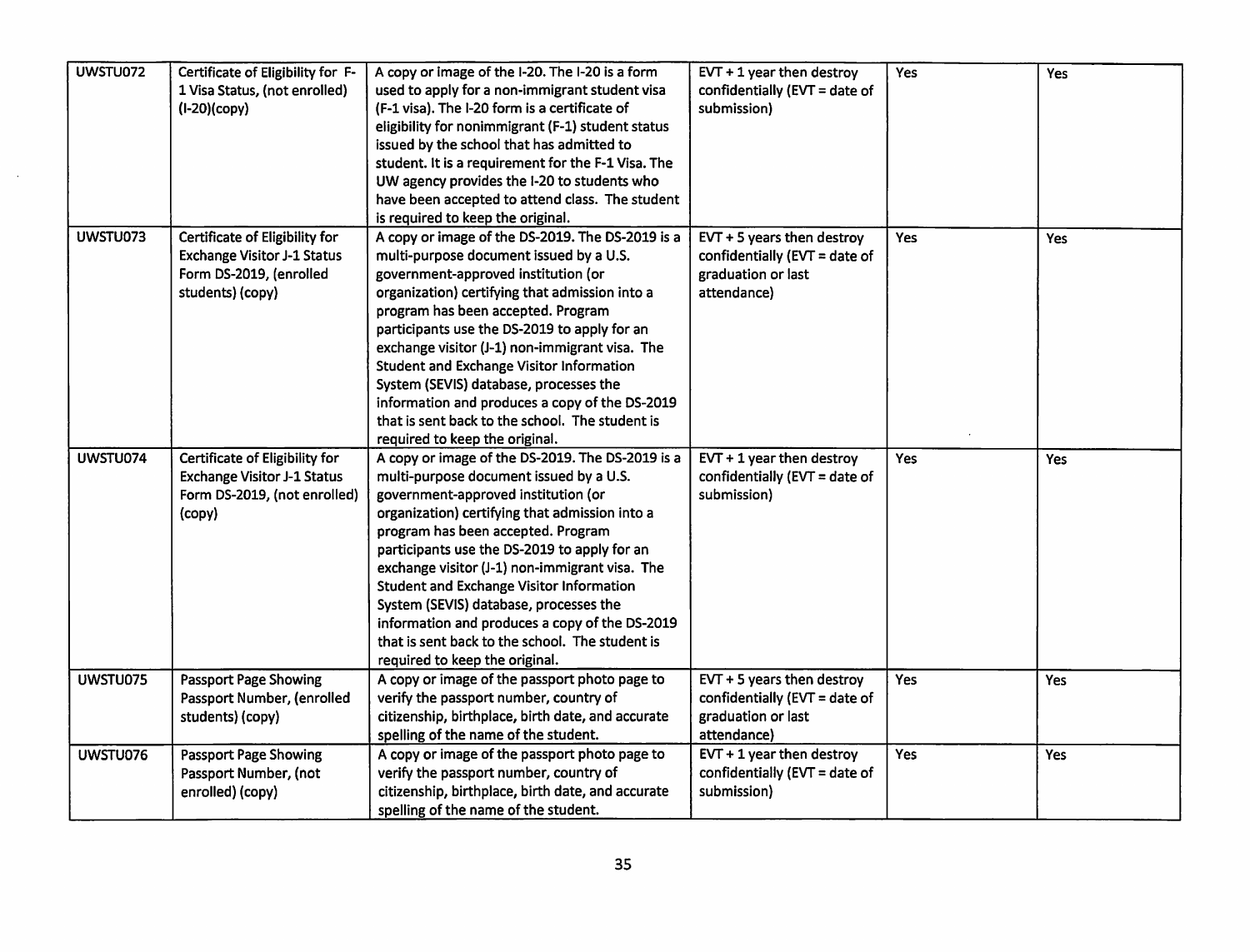| | | | | | |
|---|---|---|---|---|---|
| UWSTU072 | Certificate of Eligibility for F-1 Visa Status, (not enrolled) (I-20)(copy) | A copy or image of the I-20. The I-20 is a form used to apply for a non-immigrant student visa (F-1 visa). The I-20 form is a certificate of eligibility for nonimmigrant (F-1) student status issued by the school that has admitted to student. It is a requirement for the F-1 Visa. The UW agency provides the I-20 to students who have been accepted to attend class. The student is required to keep the original. | EVT + 1 year then destroy confidentially (EVT = date of submission) | Yes | Yes |
| UWSTU073 | Certificate of Eligibility for Exchange Visitor J-1 Status Form DS-2019, (enrolled students) (copy) | A copy or image of the DS-2019. The DS-2019 is a multi-purpose document issued by a U.S. government-approved institution (or organization) certifying that admission into a program has been accepted. Program participants use the DS-2019 to apply for an exchange visitor (J-1) non-immigrant visa. The Student and Exchange Visitor Information System (SEVIS) database, processes the information and produces a copy of the DS-2019 that is sent back to the school. The student is required to keep the original. | EVT + 5 years then destroy confidentially (EVT = date of graduation or last attendance) | Yes | Yes |
| UWSTU074 | Certificate of Eligibility for Exchange Visitor J-1 Status Form DS-2019, (not enrolled) (copy) | A copy or image of the DS-2019. The DS-2019 is a multi-purpose document issued by a U.S. government-approved institution (or organization) certifying that admission into a program has been accepted. Program participants use the DS-2019 to apply for an exchange visitor (J-1) non-immigrant visa. The Student and Exchange Visitor Information System (SEVIS) database, processes the information and produces a copy of the DS-2019 that is sent back to the school. The student is required to keep the original. | EVT + 1 year then destroy confidentially (EVT = date of submission) | Yes | Yes |
| UWSTU075 | Passport Page Showing Passport Number, (enrolled students) (copy) | A copy or image of the passport photo page to verify the passport number, country of citizenship, birthplace, birth date, and accurate spelling of the name of the student. | EVT + 5 years then destroy confidentially (EVT = date of graduation or last attendance) | Yes | Yes |
| UWSTU076 | Passport Page Showing Passport Number, (not enrolled) (copy) | A copy or image of the passport photo page to verify the passport number, country of citizenship, birthplace, birth date, and accurate spelling of the name of the student. | EVT + 1 year then destroy confidentially (EVT = date of submission) | Yes | Yes |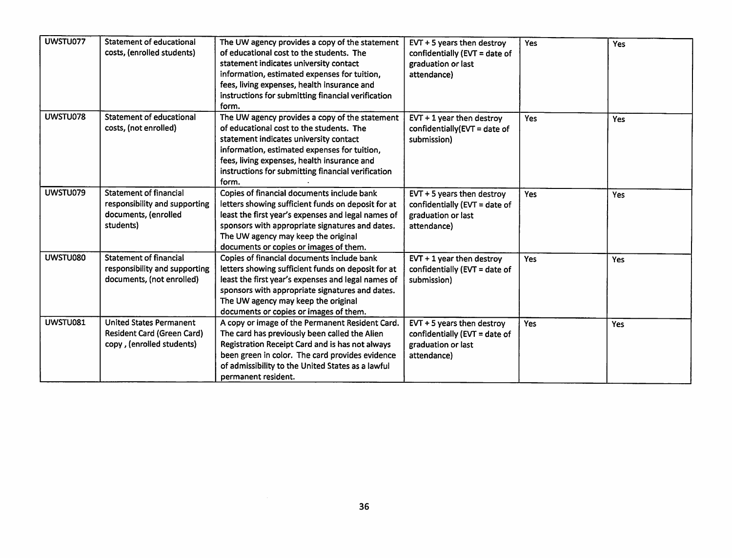| UWSTU077 | Statement of educational costs, (enrolled students) | The UW agency provides a copy of the statement of educational cost to the students. The statement indicates university contact information, estimated expenses for tuition, fees, living expenses, health insurance and instructions for submitting financial verification form. | EVT + 5 years then destroy confidentially (EVT = date of graduation or last attendance) | Yes | Yes |
|---|---|---|---|---|---|
| UWSTU078 | Statement of educational costs, (not enrolled) | The UW agency provides a copy of the statement of educational cost to the students. The statement indicates university contact information, estimated expenses for tuition, fees, living expenses, health insurance and instructions for submitting financial verification form. | EVT + 1 year then destroy confidentially(EVT = date of submission) | Yes | Yes |
| UWSTU079 | Statement of financial responsibility and supporting documents, (enrolled students) | Copies of financial documents include bank letters showing sufficient funds on deposit for at least the first year's expenses and legal names of sponsors with appropriate signatures and dates. The UW agency may keep the original documents or copies or images of them. | EVT + 5 years then destroy confidentially (EVT = date of graduation or last attendance) | Yes | Yes |
| UWSTU080 | Statement of financial responsibility and supporting documents, (not enrolled) | Copies of financial documents include bank letters showing sufficient funds on deposit for at least the first year's expenses and legal names of sponsors with appropriate signatures and dates. The UW agency may keep the original documents or copies or images of them. | EVT + 1 year then destroy confidentially (EVT = date of submission) | Yes | Yes |
| UWSTU081 | United States Permanent Resident Card (Green Card) copy , (enrolled students) | A copy or image of the Permanent Resident Card. The card has previously been called the Alien Registration Receipt Card and is has not always been green in color. The card provides evidence of admissibility to the United States as a lawful permanent resident. | EVT + 5 years then destroy confidentially (EVT = date of graduation or last attendance) | Yes | Yes |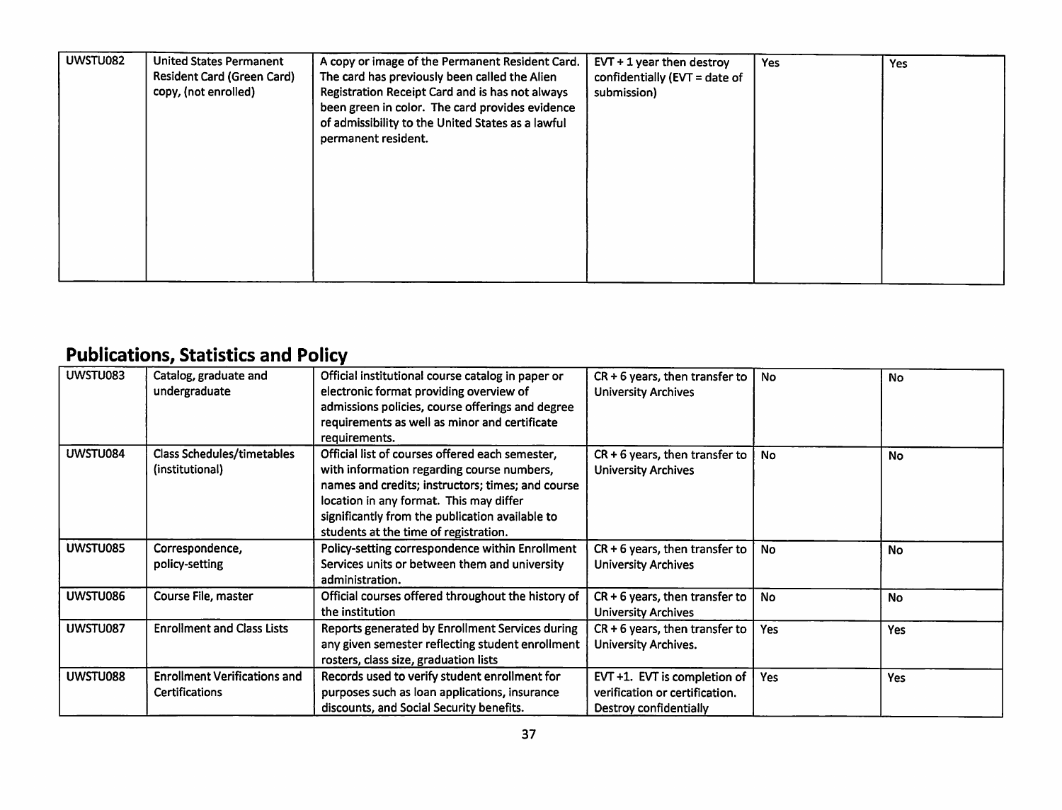| | | | | | |
|---|---|---|---|---|---|
| UWSTU082 | United States Permanent Resident Card (Green Card) copy, (not enrolled) | A copy or image of the Permanent Resident Card. The card has previously been called the Alien Registration Receipt Card and is has not always been green in color. The card provides evidence of admissibility to the United States as a lawful permanent resident. | EVT + 1 year then destroy confidentially (EVT = date of submission) | Yes | Yes |

## Publications, Statistics and Policy

| | | | | | |
|---|---|---|---|---|---|
| UWSTU083 | Catalog, graduate and undergraduate | Official institutional course catalog in paper or electronic format providing overview of admissions policies, course offerings and degree requirements as well as minor and certificate requirements. | CR + 6 years, then transfer to University Archives | No | No |
| UWSTU084 | Class Schedules/timetables (institutional) | Official list of courses offered each semester, with information regarding course numbers, names and credits; instructors; times; and course location in any format. This may differ significantly from the publication available to students at the time of registration. | CR + 6 years, then transfer to University Archives | No | No |
| UWSTU085 | Correspondence, policy-setting | Policy-setting correspondence within Enrollment Services units or between them and university administration. | CR + 6 years, then transfer to University Archives | No | No |
| UWSTU086 | Course File, master | Official courses offered throughout the history of the institution | CR + 6 years, then transfer to University Archives | No | No |
| UWSTU087 | Enrollment and Class Lists | Reports generated by Enrollment Services during any given semester reflecting student enrollment rosters, class size, graduation lists | CR + 6 years, then transfer to University Archives. | Yes | Yes |
| UWSTU088 | Enrollment Verifications and Certifications | Records used to verify student enrollment for purposes such as loan applications, insurance discounts, and Social Security benefits. | EVT +1. EVT is completion of verification or certification. Destroy confidentially | Yes | Yes |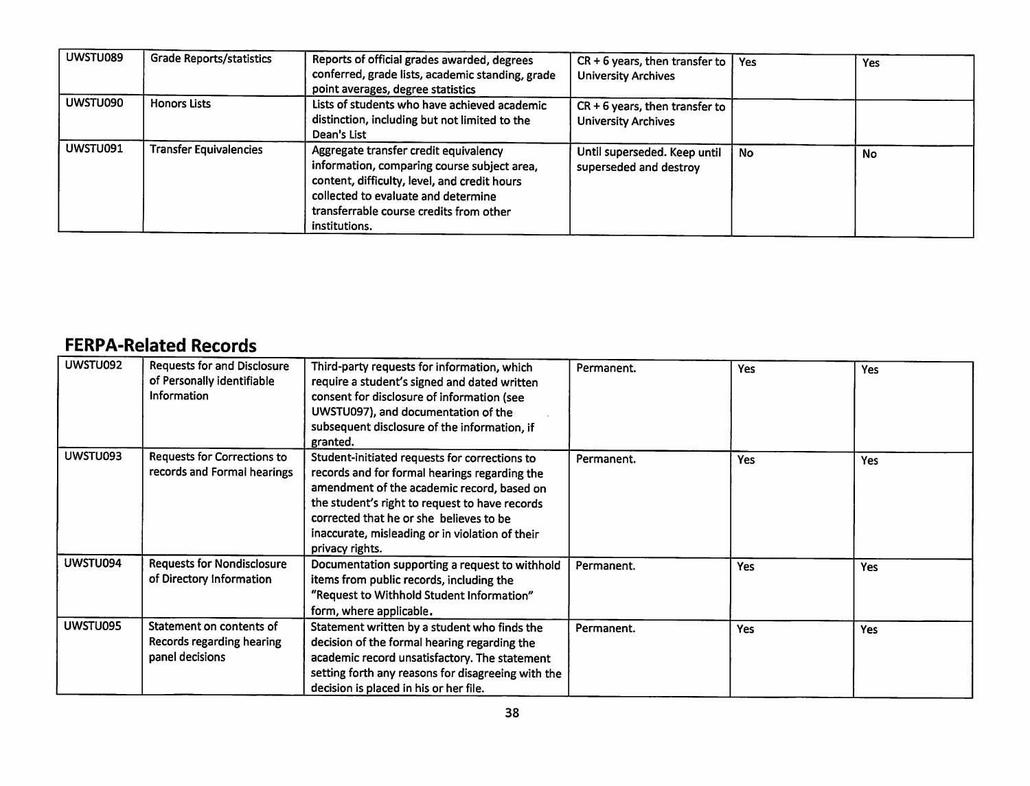| | | | | | |
|---|---|---|---|---|---|
| UWSTU089 | Grade Reports/statistics | Reports of official grades awarded, degrees conferred, grade lists, academic standing, grade point averages, degree statistics | CR + 6 years, then transfer to University Archives | Yes | Yes |
| UWSTU090 | Honors Lists | Lists of students who have achieved academic distinction, including but not limited to the Dean's List | CR + 6 years, then transfer to University Archives | | |
| UWSTU091 | Transfer Equivalencies | Aggregate transfer credit equivalency information, comparing course subject area, content, difficulty, level, and credit hours collected to evaluate and determine transferrable course credits from other institutions. | Until superseded. Keep until superseded and destroy | No | No |

## FERPA-Related Records

| | | | | | |
|---|---|---|---|---|---|
| UWSTU092 | Requests for and Disclosure of Personally identifiable Information | Third-party requests for information, which require a student's signed and dated written consent for disclosure of information (see UWSTU097), and documentation of the subsequent disclosure of the information, if granted. | Permanent. | Yes | Yes |
| UWSTU093 | Requests for Corrections to records and Formal hearings | Student-initiated requests for corrections to records and for formal hearings regarding the amendment of the academic record, based on the student's right to request to have records corrected that he or she believes to be inaccurate, misleading or in violation of their privacy rights. | Permanent. | Yes | Yes |
| UWSTU094 | Requests for Nondisclosure of Directory Information | Documentation supporting a request to withhold items from public records, including the "Request to Withhold Student Information" form, where applicable. | Permanent. | Yes | Yes |
| UWSTU095 | Statement on contents of Records regarding hearing panel decisions | Statement written by a student who finds the decision of the formal hearing regarding the academic record unsatisfactory. The statement setting forth any reasons for disagreeing with the decision is placed in his or her file. | Permanent. | Yes | Yes |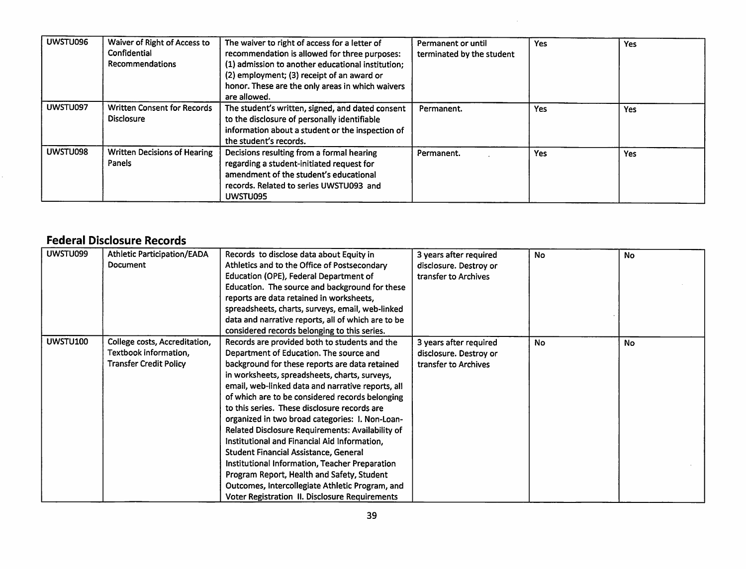| UWSTU096 | Waiver of Right of Access to Confidential Recommendations | The waiver to right of access for a letter of recommendation is allowed for three purposes: (1) admission to another educational institution; (2) employment; (3) receipt of an award or honor. These are the only areas in which waivers are allowed. | Permanent or until terminated by the student | Yes | Yes |
|---|---|---|---|---|---|
| UWSTU097 | Written Consent for Records Disclosure | The student's written, signed, and dated consent to the disclosure of personally identifiable information about a student or the inspection of the student's records. | Permanent. | Yes | Yes |
| UWSTU098 | Written Decisions of Hearing Panels | Decisions resulting from a formal hearing regarding a student-initiated request for amendment of the student's educational records. Related to series UWSTU093 and UWSTU095 | Permanent. | Yes | Yes |

## Federal Disclosure Records

| UWSTU099 | Athletic Participation/EADA Document | Records to disclose data about Equity in Athletics and to the Office of Postsecondary Education (OPE), Federal Department of Education. The source and background for these reports are data retained in worksheets, spreadsheets, charts, surveys, email, web-linked data and narrative reports, all of which are to be considered records belonging to this series. | 3 years after required disclosure. Destroy or transfer to Archives | No | No |
|---|---|---|---|---|---|
| UWSTU100 | College costs, Accreditation, Textbook information, Transfer Credit Policy | Records are provided both to students and the Department of Education. The source and background for these reports are data retained in worksheets, spreadsheets, charts, surveys, email, web-linked data and narrative reports, all of which are to be considered records belonging to this series. These disclosure records are organized in two broad categories: I. Non-Loan-Related Disclosure Requirements: Availability of Institutional and Financial Aid Information, Student Financial Assistance, General Institutional Information, Teacher Preparation Program Report, Health and Safety, Student Outcomes, Intercollegiate Athletic Program, and Voter Registration II. Disclosure Requirements | 3 years after required disclosure. Destroy or transfer to Archives | No | No |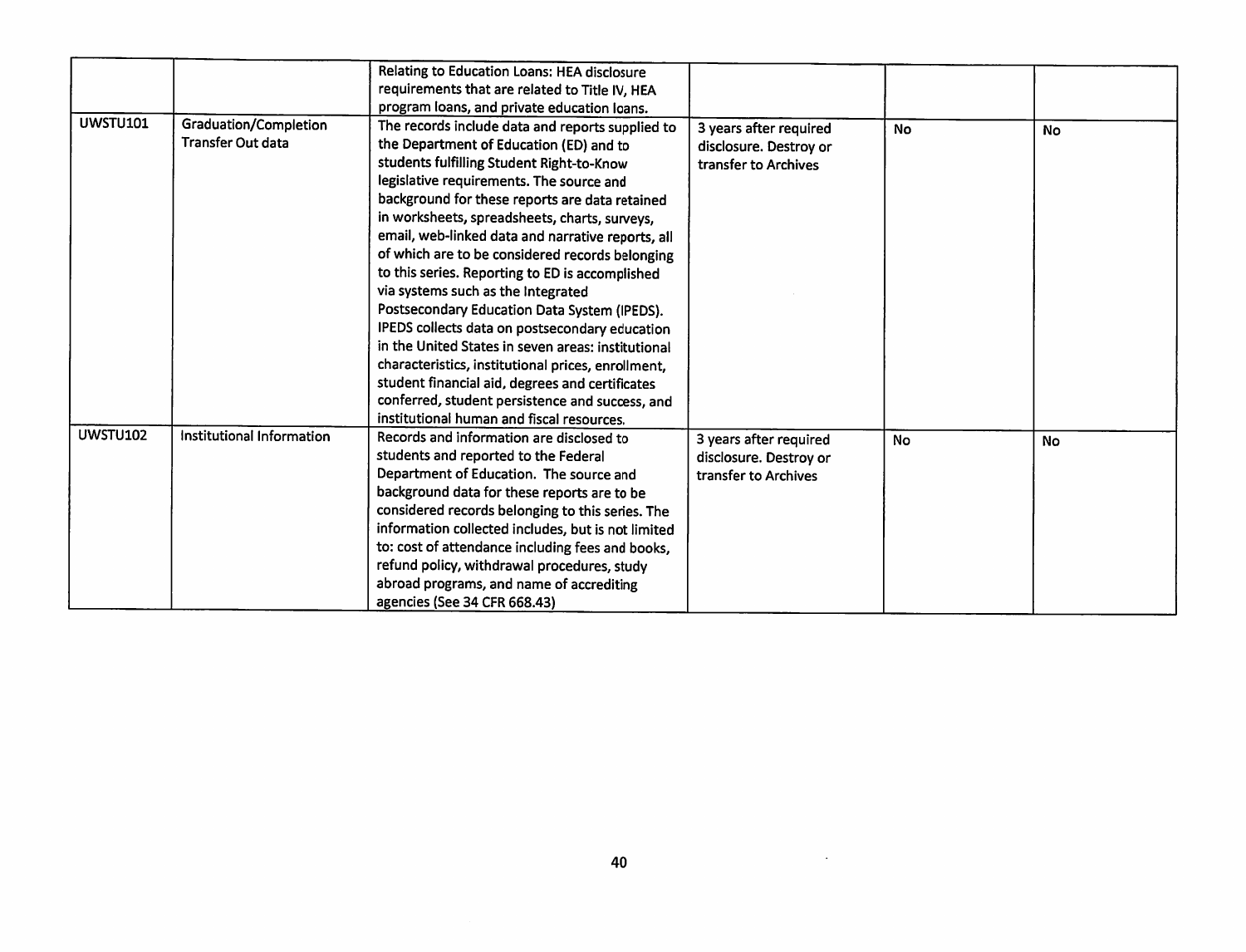| | | | | | |
|---|---|---|---|---|---|
| | | Relating to Education Loans: HEA disclosure requirements that are related to Title IV, HEA program loans, and private education loans. | | | |
| UWSTU101 | Graduation/Completion Transfer Out data | The records include data and reports supplied to the Department of Education (ED) and to students fulfilling Student Right-to-Know legislative requirements. The source and background for these reports are data retained in worksheets, spreadsheets, charts, surveys, email, web-linked data and narrative reports, all of which are to be considered records belonging to this series. Reporting to ED is accomplished via systems such as the Integrated Postsecondary Education Data System (IPEDS). IPEDS collects data on postsecondary education in the United States in seven areas: institutional characteristics, institutional prices, enrollment, student financial aid, degrees and certificates conferred, student persistence and success, and institutional human and fiscal resources. | 3 years after required disclosure. Destroy or transfer to Archives | No | No |
| UWSTU102 | Institutional Information | Records and information are disclosed to students and reported to the Federal Department of Education. The source and background data for these reports are to be considered records belonging to this series. The information collected includes, but is not limited to: cost of attendance including fees and books, refund policy, withdrawal procedures, study abroad programs, and name of accrediting agencies (See 34 CFR 668.43) | 3 years after required disclosure. Destroy or transfer to Archives | No | No |